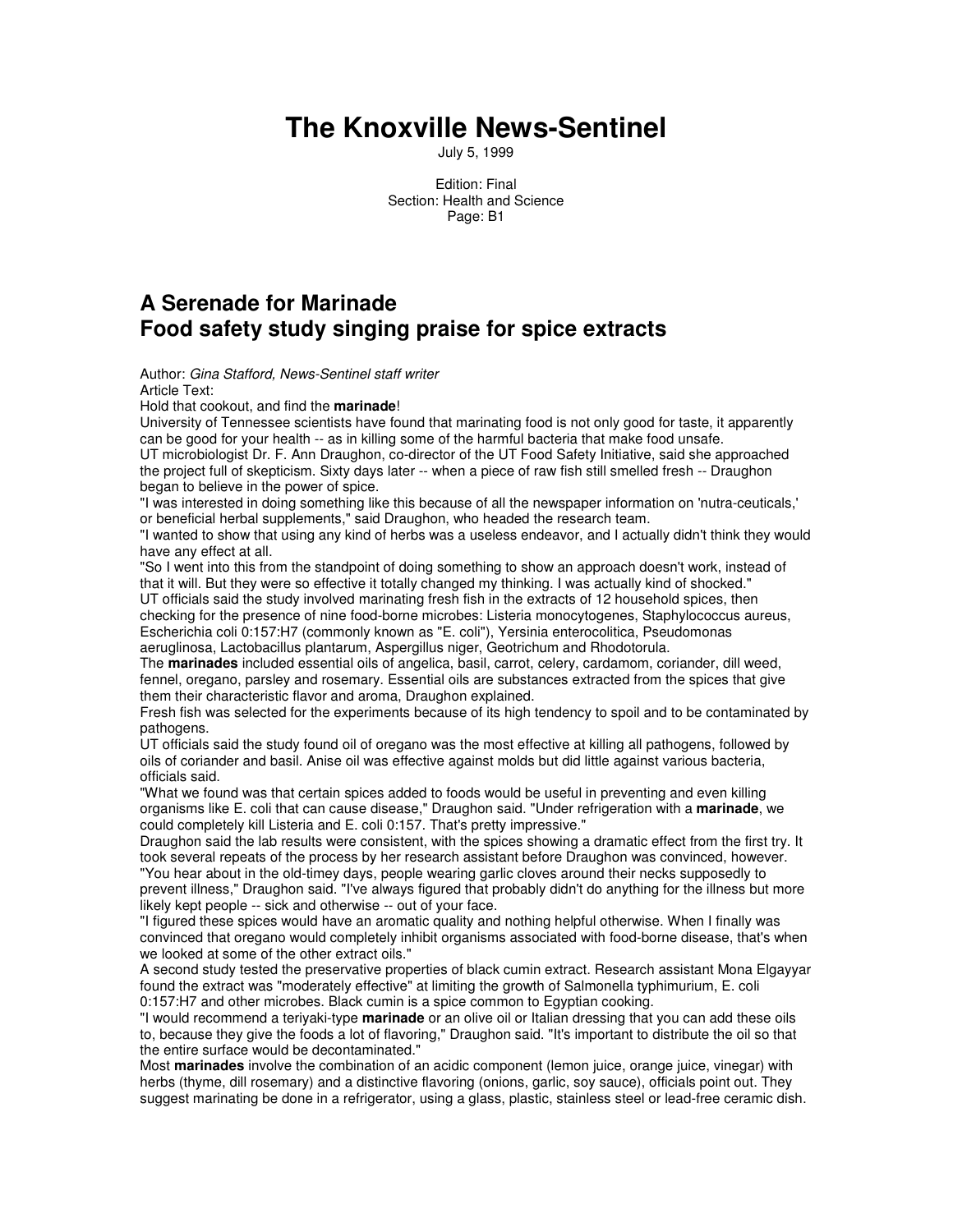# The Knoxville News-Sentinel

July 5, 1999

Edition: Final
Section: Health and Science
Page: B1

## A Serenade for Marinade
## Food safety study singing praise for spice extracts

Author: *Gina Stafford, News-Sentinel staff writer*
Article Text:

Hold that cookout, and find the **marinade**!

University of Tennessee scientists have found that marinating food is not only good for taste, it apparently can be good for your health -- as in killing some of the harmful bacteria that make food unsafe.

UT microbiologist Dr. F. Ann Draughon, co-director of the UT Food Safety Initiative, said she approached the project full of skepticism. Sixty days later -- when a piece of raw fish still smelled fresh -- Draughon began to believe in the power of spice.

"I was interested in doing something like this because of all the newspaper information on 'nutra-ceuticals,' or beneficial herbal supplements," said Draughon, who headed the research team.

"I wanted to show that using any kind of herbs was a useless endeavor, and I actually didn't think they would have any effect at all.

"So I went into this from the standpoint of doing something to show an approach doesn't work, instead of that it will. But they were so effective it totally changed my thinking. I was actually kind of shocked."

UT officials said the study involved marinating fresh fish in the extracts of 12 household spices, then checking for the presence of nine food-borne microbes: Listeria monocytogenes, Staphylococcus aureus, Escherichia coli 0:157:H7 (commonly known as "E. coli"), Yersinia enterocolitica, Pseudomonas aeruglinosa, Lactobacillus plantarum, Aspergillus niger, Geotrichum and Rhodotorula.

The **marinades** included essential oils of angelica, basil, carrot, celery, cardamom, coriander, dill weed, fennel, oregano, parsley and rosemary. Essential oils are substances extracted from the spices that give them their characteristic flavor and aroma, Draughon explained.

Fresh fish was selected for the experiments because of its high tendency to spoil and to be contaminated by pathogens.

UT officials said the study found oil of oregano was the most effective at killing all pathogens, followed by oils of coriander and basil. Anise oil was effective against molds but did little against various bacteria, officials said.

"What we found was that certain spices added to foods would be useful in preventing and even killing organisms like E. coli that can cause disease," Draughon said. "Under refrigeration with a **marinade**, we could completely kill Listeria and E. coli 0:157. That's pretty impressive."

Draughon said the lab results were consistent, with the spices showing a dramatic effect from the first try. It took several repeats of the process by her research assistant before Draughon was convinced, however.

"You hear about in the old-timey days, people wearing garlic cloves around their necks supposedly to prevent illness," Draughon said. "I've always figured that probably didn't do anything for the illness but more likely kept people -- sick and otherwise -- out of your face.

"I figured these spices would have an aromatic quality and nothing helpful otherwise. When I finally was convinced that oregano would completely inhibit organisms associated with food-borne disease, that's when we looked at some of the other extract oils."

A second study tested the preservative properties of black cumin extract. Research assistant Mona Elgayyar found the extract was "moderately effective" at limiting the growth of Salmonella typhimurium, E. coli 0:157:H7 and other microbes. Black cumin is a spice common to Egyptian cooking.

"I would recommend a teriyaki-type **marinade** or an olive oil or Italian dressing that you can add these oils to, because they give the foods a lot of flavoring," Draughon said. "It's important to distribute the oil so that the entire surface would be decontaminated."

Most **marinades** involve the combination of an acidic component (lemon juice, orange juice, vinegar) with herbs (thyme, dill rosemary) and a distinctive flavoring (onions, garlic, soy sauce), officials point out. They suggest marinating be done in a refrigerator, using a glass, plastic, stainless steel or lead-free ceramic dish.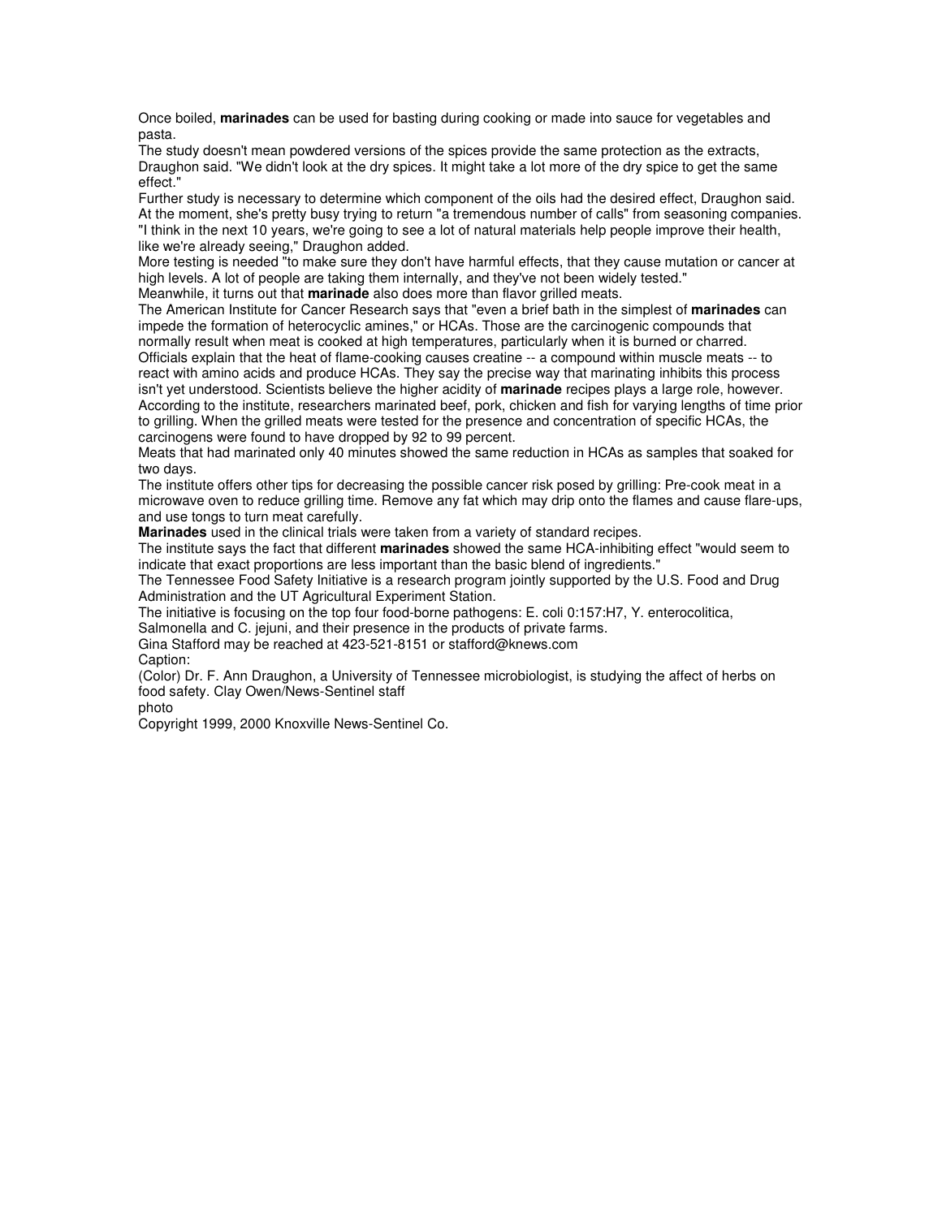Once boiled, **marinades** can be used for basting during cooking or made into sauce for vegetables and pasta.

The study doesn't mean powdered versions of the spices provide the same protection as the extracts, Draughon said. "We didn't look at the dry spices. It might take a lot more of the dry spice to get the same effect."

Further study is necessary to determine which component of the oils had the desired effect, Draughon said. At the moment, she's pretty busy trying to return "a tremendous number of calls" from seasoning companies.

"I think in the next 10 years, we're going to see a lot of natural materials help people improve their health, like we're already seeing," Draughon added.

More testing is needed "to make sure they don't have harmful effects, that they cause mutation or cancer at high levels. A lot of people are taking them internally, and they've not been widely tested."

Meanwhile, it turns out that **marinade** also does more than flavor grilled meats.

The American Institute for Cancer Research says that "even a brief bath in the simplest of **marinades** can impede the formation of heterocyclic amines," or HCAs. Those are the carcinogenic compounds that normally result when meat is cooked at high temperatures, particularly when it is burned or charred.

Officials explain that the heat of flame-cooking causes creatine -- a compound within muscle meats -- to react with amino acids and produce HCAs. They say the precise way that marinating inhibits this process isn't yet understood. Scientists believe the higher acidity of **marinade** recipes plays a large role, however.

According to the institute, researchers marinated beef, pork, chicken and fish for varying lengths of time prior to grilling. When the grilled meats were tested for the presence and concentration of specific HCAs, the carcinogens were found to have dropped by 92 to 99 percent.

Meats that had marinated only 40 minutes showed the same reduction in HCAs as samples that soaked for two days.

The institute offers other tips for decreasing the possible cancer risk posed by grilling: Pre-cook meat in a microwave oven to reduce grilling time. Remove any fat which may drip onto the flames and cause flare-ups, and use tongs to turn meat carefully.

**Marinades** used in the clinical trials were taken from a variety of standard recipes.

The institute says the fact that different **marinades** showed the same HCA-inhibiting effect "would seem to indicate that exact proportions are less important than the basic blend of ingredients."

The Tennessee Food Safety Initiative is a research program jointly supported by the U.S. Food and Drug Administration and the UT Agricultural Experiment Station.

The initiative is focusing on the top four food-borne pathogens: E. coli 0:157:H7, Y. enterocolitica, Salmonella and C. jejuni, and their presence in the products of private farms.

Gina Stafford may be reached at 423-521-8151 or stafford@knews.com

Caption:

(Color) Dr. F. Ann Draughon, a University of Tennessee microbiologist, is studying the affect of herbs on food safety. Clay Owen/News-Sentinel staff

photo

Copyright 1999, 2000 Knoxville News-Sentinel Co.